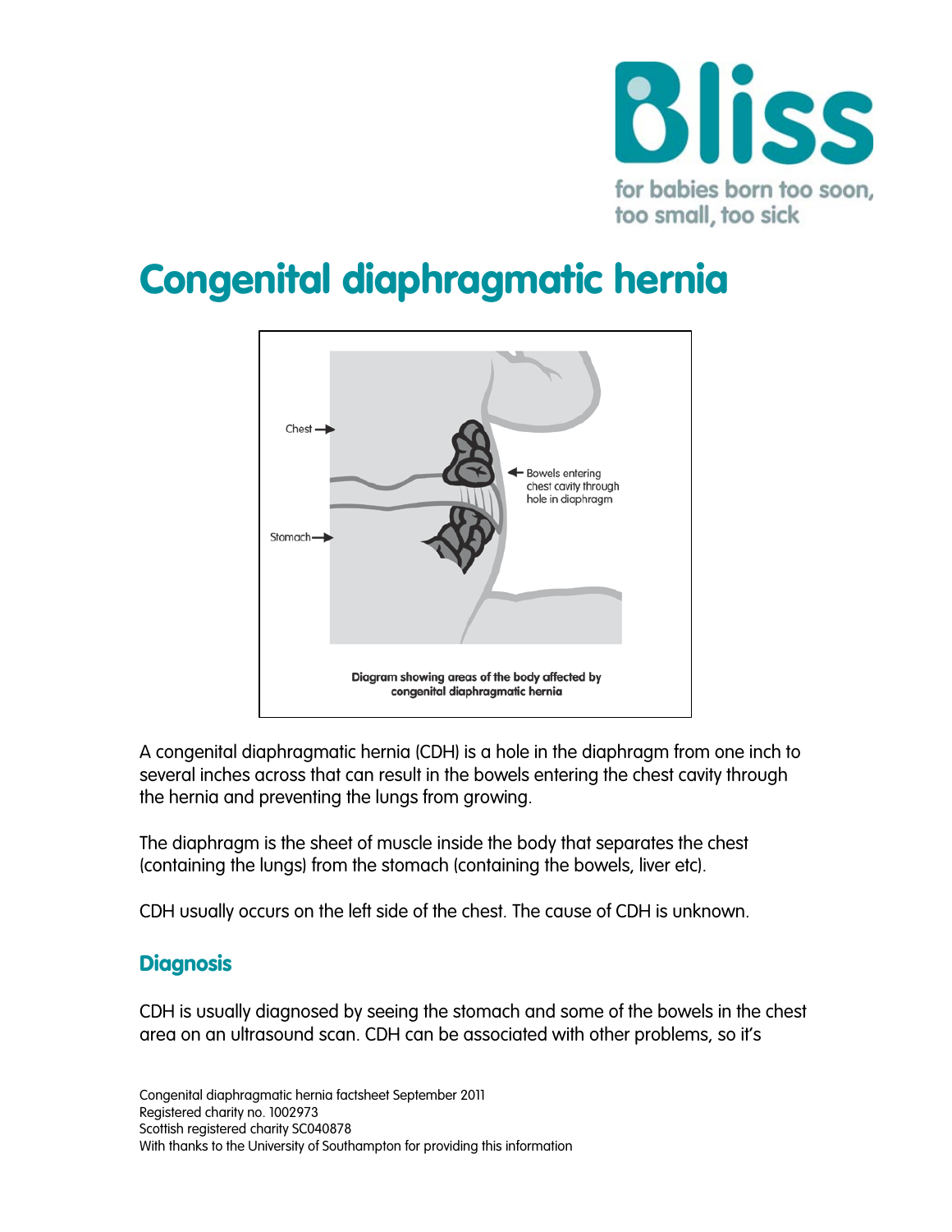Bliss

for babies born too soon, too small, too sick

# Congenital diaphragmatic hernia

Chest

Bowels entering chest cavity through hole in diaphragm

Stomach

**Diagram showing areas of the body affected by congenital diaphragmatic hernia**

A congenital diaphragmatic hernia (CDH) is a hole in the diaphragm from one inch to several inches across that can result in the bowels entering the chest cavity through the hernia and preventing the lungs from growing.

The diaphragm is the sheet of muscle inside the body that separates the chest (containing the lungs) from the stomach (containing the bowels, liver etc).

CDH usually occurs on the left side of the chest. The cause of CDH is unknown.

## Diagnosis

CDH is usually diagnosed by seeing the stomach and some of the bowels in the chest area on an ultrasound scan. CDH can be associated with other problems, so it's

Congenital diaphragmatic hernia factsheet September 2011
Registered charity no. 1002973
Scottish registered charity SC040878
With thanks to the University of Southampton for providing this information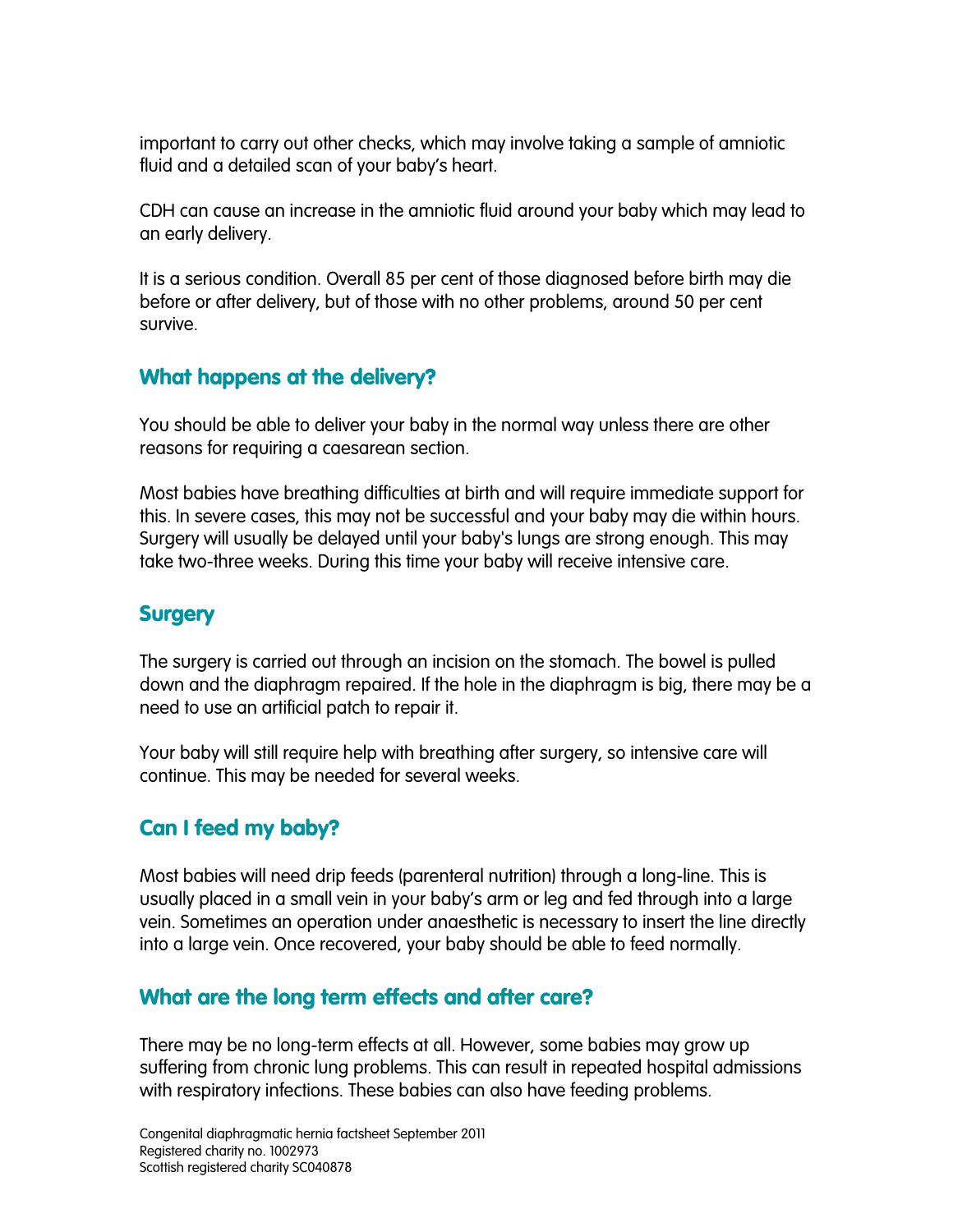important to carry out other checks, which may involve taking a sample of amniotic fluid and a detailed scan of your baby's heart.

CDH can cause an increase in the amniotic fluid around your baby which may lead to an early delivery.

It is a serious condition. Overall 85 per cent of those diagnosed before birth may die before or after delivery, but of those with no other problems, around 50 per cent survive.

## What happens at the delivery?

You should be able to deliver your baby in the normal way unless there are other reasons for requiring a caesarean section.

Most babies have breathing difficulties at birth and will require immediate support for this. In severe cases, this may not be successful and your baby may die within hours. Surgery will usually be delayed until your baby's lungs are strong enough. This may take two-three weeks. During this time your baby will receive intensive care.

## Surgery

The surgery is carried out through an incision on the stomach. The bowel is pulled down and the diaphragm repaired. If the hole in the diaphragm is big, there may be a need to use an artificial patch to repair it.

Your baby will still require help with breathing after surgery, so intensive care will continue. This may be needed for several weeks.

## Can I feed my baby?

Most babies will need drip feeds (parenteral nutrition) through a long-line. This is usually placed in a small vein in your baby's arm or leg and fed through into a large vein. Sometimes an operation under anaesthetic is necessary to insert the line directly into a large vein. Once recovered, your baby should be able to feed normally.

## What are the long term effects and after care?

There may be no long-term effects at all. However, some babies may grow up suffering from chronic lung problems. This can result in repeated hospital admissions with respiratory infections. These babies can also have feeding problems.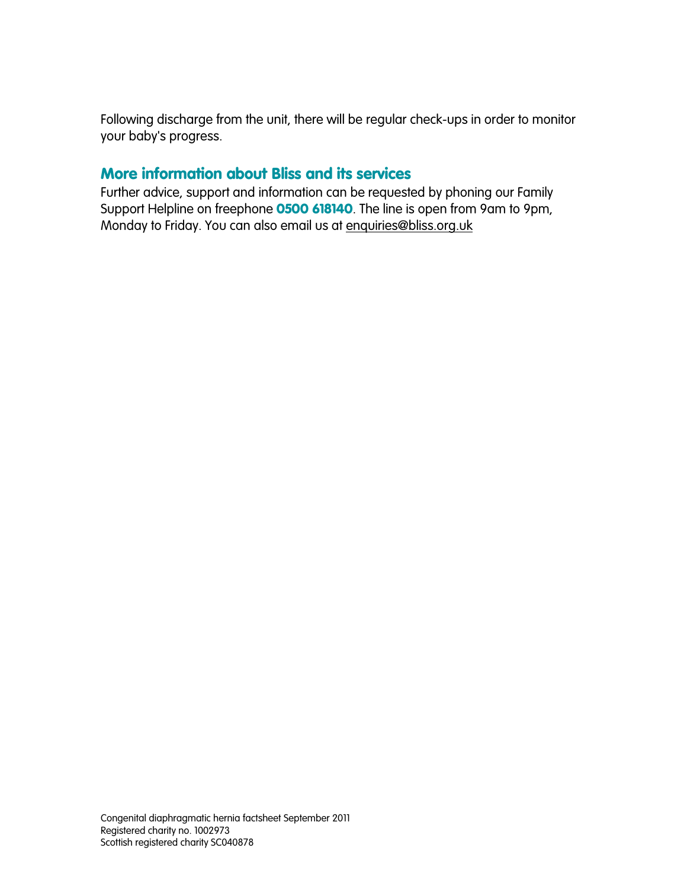Following discharge from the unit, there will be regular check-ups in order to monitor your baby's progress.

## More information about Bliss and its services

Further advice, support and information can be requested by phoning our Family Support Helpline on freephone **0500 618140**. The line is open from 9am to 9pm, Monday to Friday. You can also email us at enquiries@bliss.org.uk

Congenital diaphragmatic hernia factsheet September 2011
Registered charity no. 1002973
Scottish registered charity SC040878